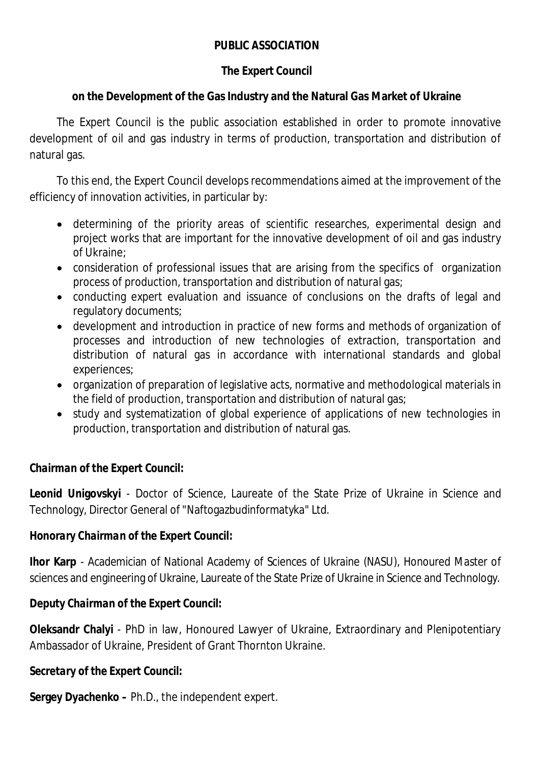**PUBLIC ASSOCIATION**

**The Expert Council**

**on the Development of the Gas Industry and the Natural Gas Market of Ukraine**

The Expert Council is the public association established in order to promote innovative development of oil and gas industry in terms of production, transportation and distribution of natural gas.

To this end, the Expert Council develops recommendations aimed at the improvement of the efficiency of innovation activities, in particular by:

- determining of the priority areas of scientific researches, experimental design and project works that are important for the innovative development of oil and gas industry of Ukraine;
- consideration of professional issues that are arising from the specifics of organization process of production, transportation and distribution of natural gas;
- conducting expert evaluation and issuance of conclusions on the drafts of legal and regulatory documents;
- development and introduction in practice of new forms and methods of organization of processes and introduction of new technologies of extraction, transportation and distribution of natural gas in accordance with international standards and global experiences;
- organization of preparation of legislative acts, normative and methodological materials in the field of production, transportation and distribution of natural gas;
- study and systematization of global experience of applications of new technologies in production, transportation and distribution of natural gas.

***Chairman of the Expert Council:***

**Leonid Unigovskyi** - Doctor of Science, Laureate of the State Prize of Ukraine in Science and Technology, Director General of "Naftogazbudinformatyka" Ltd.

***Honorary Chairman of the Expert Council:***

**Ihor Karp** - Academician of National Academy of Sciences of Ukraine (NASU), Honoured Master of sciences and engineering of Ukraine, Laureate of the State Prize of Ukraine in Science and Technology.

***Deputy Chairman of the Expert Council:***

**Oleksandr Chalyi** - PhD in law, Honoured Lawyer of Ukraine, Extraordinary and Plenipotentiary Ambassador of Ukraine, President of Grant Thornton Ukraine.

***Secretary of the Expert Council:***

**Sergey Dyachenko –** Ph.D., the independent expert.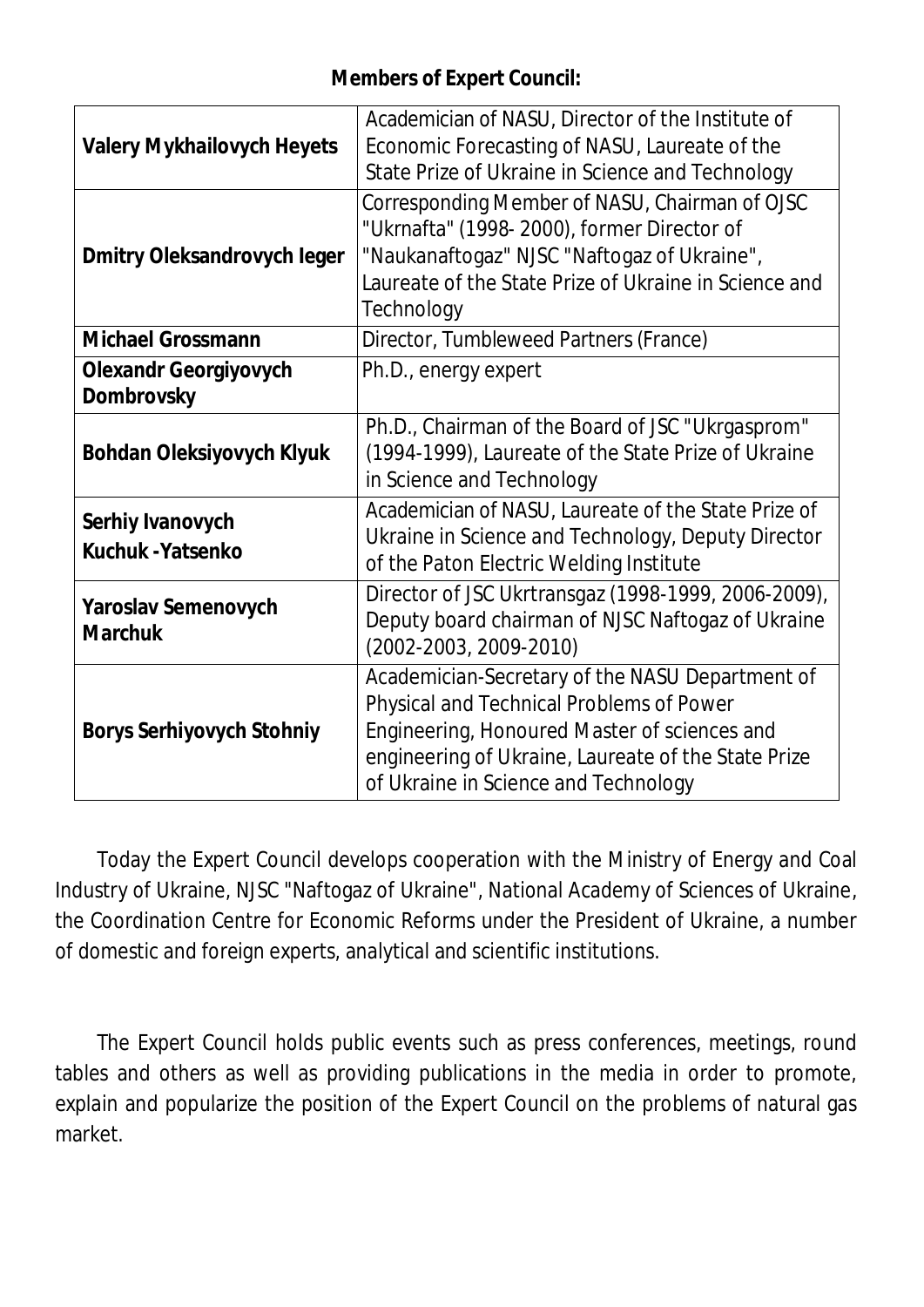**Members of Expert Council:**

| | |
|---|---|
| **Valery Mykhailovych Heyets** | Academician of NASU, Director of the Institute of Economic Forecasting of NASU, Laureate of the State Prize of Ukraine in Science and Technology |
| **Dmitry Oleksandrovych Ieger** | Corresponding Member of NASU, Chairman of OJSC "Ukrnafta" (1998- 2000), former Director of "Naukanaftogaz" NJSC "Naftogaz of Ukraine", Laureate of the State Prize of Ukraine in Science and Technology |
| **Michael Grossmann** | Director, Tumbleweed Partners (France) |
| **Olexandr Georgiyovych Dombrovsky** | Ph.D., energy expert |
| **Bohdan Oleksiyovych Klyuk** | Ph.D., Chairman of the Board of JSC "Ukrgasprom" (1994-1999), Laureate of the State Prize of Ukraine in Science and Technology |
| **Serhiy Ivanovych Kuchuk -Yatsenko** | Academician of NASU, Laureate of the State Prize of Ukraine in Science and Technology, Deputy Director of the Paton Electric Welding Institute |
| **Yaroslav Semenovych Marchuk** | Director of JSC Ukrtransgaz (1998-1999, 2006-2009), Deputy board chairman of NJSC Naftogaz of Ukraine (2002-2003, 2009-2010) |
| **Borys Serhiyovych Stohniy** | Academician-Secretary of the NASU Department of Physical and Technical Problems of Power Engineering, Honoured Master of sciences and engineering of Ukraine, Laureate of the State Prize of Ukraine in Science and Technology |

Today the Expert Council develops cooperation with the Ministry of Energy and Coal Industry of Ukraine, NJSC "Naftogaz of Ukraine", National Academy of Sciences of Ukraine, the Coordination Centre for Economic Reforms under the President of Ukraine, a number of domestic and foreign experts, analytical and scientific institutions.

The Expert Council holds public events such as press conferences, meetings, round tables and others as well as providing publications in the media in order to promote, explain and popularize the position of the Expert Council on the problems of natural gas market.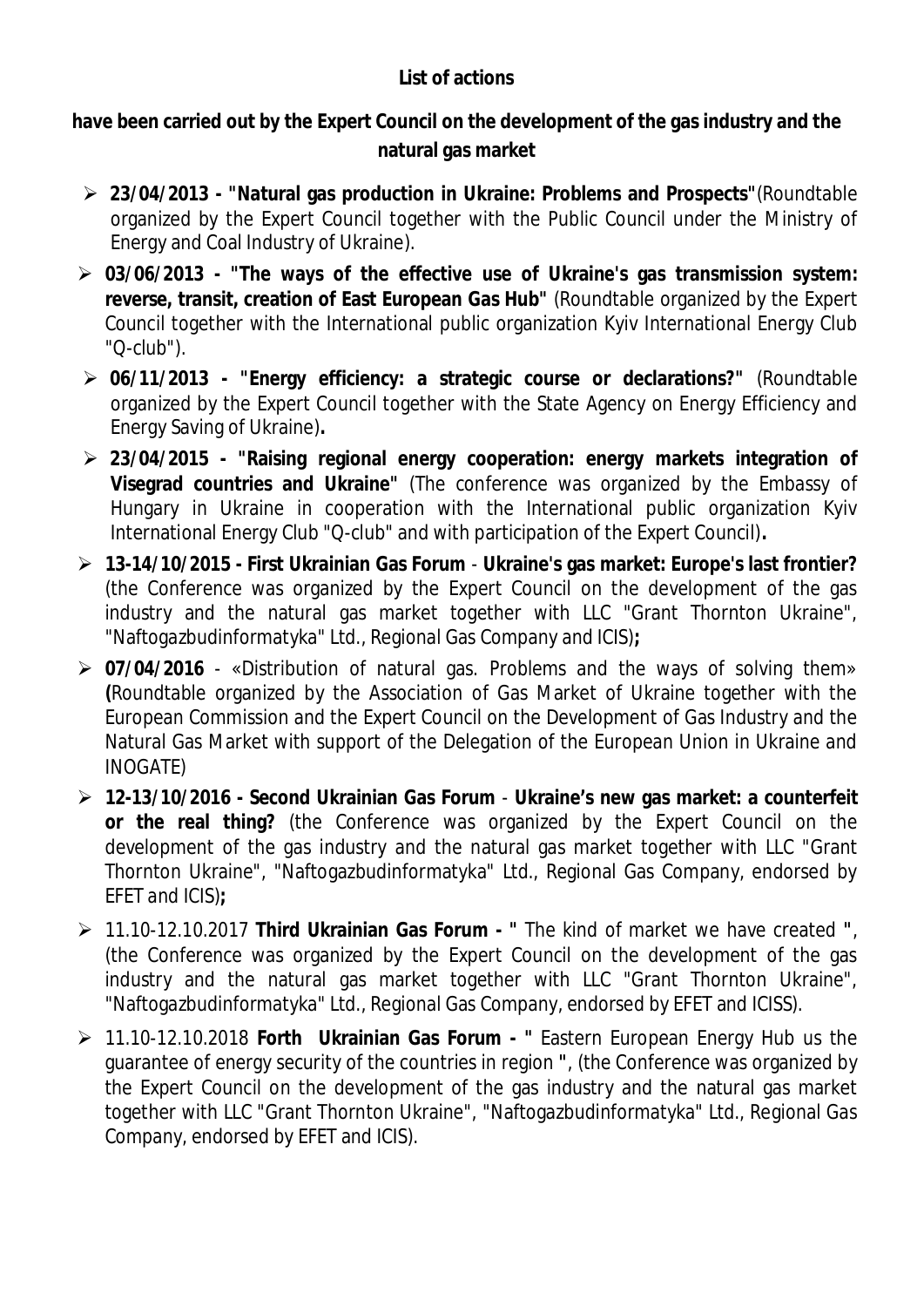**List of actions**

**have been carried out by the Expert Council on the development of the gas industry and the natural gas market**

- **23/04/2013 - "Natural gas production in Ukraine: Problems and Prospects"**(Roundtable organized by the Expert Council together with the Public Council under the Ministry of Energy and Coal Industry of Ukraine).
- **03/06/2013 - "The ways of the effective use of Ukraine's gas transmission system: reverse, transit, creation of East European Gas Hub"** (Roundtable organized by the Expert Council together with the International public organization Kyiv International Energy Club "Q-club").
- **06/11/2013 - "Energy efficiency: a strategic course or declarations?"** (Roundtable organized by the Expert Council together with the State Agency on Energy Efficiency and Energy Saving of Ukraine)**.**
- **23/04/2015 - "Raising regional energy cooperation: energy markets integration of Visegrad countries and Ukraine"** (The conference was organized by the Embassy of Hungary in Ukraine in cooperation with the International public organization Kyiv International Energy Club "Q-club" and with participation of the Expert Council)**.**
- **13-14/10/2015 - First Ukrainian Gas Forum** - **Ukraine's gas market: Europe's last frontier?** (the Conference was organized by the Expert Council on the development of the gas industry and the natural gas market together with LLC "Grant Thornton Ukraine", "Naftogazbudinformatyka" Ltd., Regional Gas Company and ICIS)**;**
- **07/04/2016** - «Distribution of natural gas. Problems and the ways of solving them» **(**Roundtable organized by the Association of Gas Market of Ukraine together with the European Commission and the Expert Council on the Development of Gas Industry and the Natural Gas Market with support of the Delegation of the European Union in Ukraine and INOGATE)
- **12-13/10/2016 - Second Ukrainian Gas Forum** - **Ukraine's new gas market: a counterfeit or the real thing?** (the Conference was organized by the Expert Council on the development of the gas industry and the natural gas market together with LLC "Grant Thornton Ukraine", "Naftogazbudinformatyka" Ltd., Regional Gas Company, endorsed by EFET and ICIS)**;**
- 11.10-12.10.2017 **Third Ukrainian Gas Forum - "** The kind of market we have created **"**, (the Conference was organized by the Expert Council on the development of the gas industry and the natural gas market together with LLC "Grant Thornton Ukraine", "Naftogazbudinformatyka" Ltd., Regional Gas Company, endorsed by EFET and ICISS).
- 11.10-12.10.2018 **Forth Ukrainian Gas Forum - "** Eastern European Energy Hub us the guarantee of energy security of the countries in region **"**, (the Conference was organized by the Expert Council on the development of the gas industry and the natural gas market together with LLC "Grant Thornton Ukraine", "Naftogazbudinformatyka" Ltd., Regional Gas Company, endorsed by EFET and ICIS).